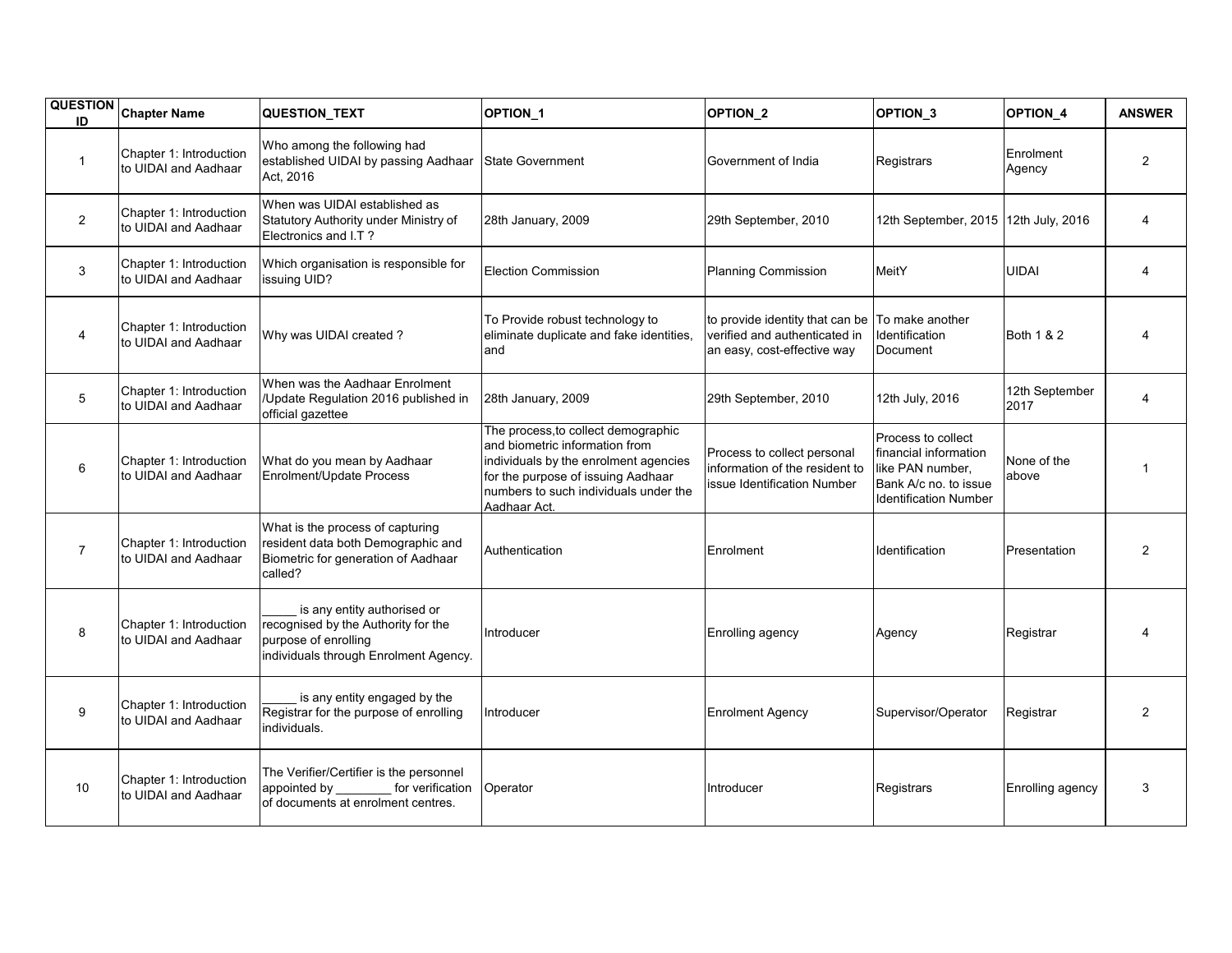| QUESTION ID | Chapter Name | QUESTION_TEXT | OPTION_1 | OPTION_2 | OPTION_3 | OPTION_4 | ANSWER |
|---|---|---|---|---|---|---|---|
| 1 | Chapter 1: Introduction to UIDAI and Aadhaar | Who among the following had established UIDAI by passing Aadhaar Act, 2016 | State Government | Government of India | Registrars | Enrolment Agency | 2 |
| 2 | Chapter 1: Introduction to UIDAI and Aadhaar | When was UIDAI established as Statutory Authority under Ministry of Electronics and I.T ? | 28th January, 2009 | 29th September, 2010 | 12th September, 2015 | 12th July, 2016 | 4 |
| 3 | Chapter 1: Introduction to UIDAI and Aadhaar | Which organisation is responsible for issuing UID? | Election Commission | Planning Commission | MeitY | UIDAI | 4 |
| 4 | Chapter 1: Introduction to UIDAI and Aadhaar | Why was UIDAI created ? | To Provide robust technology to eliminate duplicate and fake identities, and | to provide identity that can be verified and authenticated in an easy, cost-effective way | To make another Identification Document | Both 1 & 2 | 4 |
| 5 | Chapter 1: Introduction to UIDAI and Aadhaar | When was the Aadhaar Enrolment /Update Regulation 2016 published in official gazettee | 28th January, 2009 | 29th September, 2010 | 12th July, 2016 | 12th September 2017 | 4 |
| 6 | Chapter 1: Introduction to UIDAI and Aadhaar | What do you mean by Aadhaar Enrolment/Update Process | The process,to collect demographic and biometric information from individuals by the enrolment agencies for the purpose of issuing Aadhaar numbers to such individuals under the Aadhaar Act. | Process to collect personal information of the resident to issue Identification Number | Process to collect financial information like PAN number, Bank A/c no. to issue Identification Number | None of the above | 1 |
| 7 | Chapter 1: Introduction to UIDAI and Aadhaar | What is the process of capturing resident data both Demographic and Biometric for generation of Aadhaar called? | Authentication | Enrolment | Identification | Presentation | 2 |
| 8 | Chapter 1: Introduction to UIDAI and Aadhaar | _____ is any entity authorised or recognised by the Authority for the purpose of enrolling individuals through Enrolment Agency. | Introducer | Enrolling agency | Agency | Registrar | 4 |
| 9 | Chapter 1: Introduction to UIDAI and Aadhaar | _____ is any entity engaged by the Registrar for the purpose of enrolling individuals. | Introducer | Enrolment Agency | Supervisor/Operator | Registrar | 2 |
| 10 | Chapter 1: Introduction to UIDAI and Aadhaar | The Verifier/Certifier is the personnel appointed by ________ for verification of documents at enrolment centres. | Operator | Introducer | Registrars | Enrolling agency | 3 |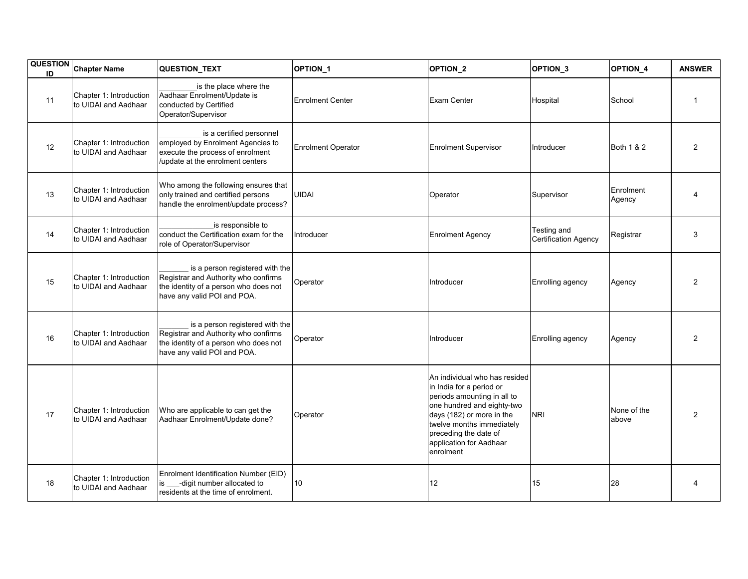| QUESTION ID | Chapter Name | QUESTION_TEXT | OPTION_1 | OPTION_2 | OPTION_3 | OPTION_4 | ANSWER |
|---|---|---|---|---|---|---|---|
| 11 | Chapter 1: Introduction to UIDAI and Aadhaar | _________is the place where the Aadhaar Enrolment/Update is conducted by Certified Operator/Supervisor | Enrolment Center | Exam Center | Hospital | School | 1 |
| 12 | Chapter 1: Introduction to UIDAI and Aadhaar | __________ is a certified personnel employed by Enrolment Agencies to execute the process of enrolment /update at the enrolment centers | Enrolment Operator | Enrolment Supervisor | Introducer | Both 1 & 2 | 2 |
| 13 | Chapter 1: Introduction to UIDAI and Aadhaar | Who among the following ensures that only trained and certified persons handle the enrolment/update process? | UIDAI | Operator | Supervisor | Enrolment Agency | 4 |
| 14 | Chapter 1: Introduction to UIDAI and Aadhaar | _____________is responsible to conduct the Certification exam for the role of Operator/Supervisor | Introducer | Enrolment Agency | Testing and Certification Agency | Registrar | 3 |
| 15 | Chapter 1: Introduction to UIDAI and Aadhaar | _______ is a person registered with the Registrar and Authority who confirms the identity of a person who does not have any valid POI and POA. | Operator | Introducer | Enrolling agency | Agency | 2 |
| 16 | Chapter 1: Introduction to UIDAI and Aadhaar | _______ is a person registered with the Registrar and Authority who confirms the identity of a person who does not have any valid POI and POA. | Operator | Introducer | Enrolling agency | Agency | 2 |
| 17 | Chapter 1: Introduction to UIDAI and Aadhaar | Who are applicable to can get the Aadhaar Enrolment/Update done? | Operator | An individual who has resided in India for a period or periods amounting in all to one hundred and eighty-two days (182) or more in the twelve months immediately preceding the date of application for Aadhaar enrolment | NRI | None of the above | 2 |
| 18 | Chapter 1: Introduction to UIDAI and Aadhaar | Enrolment Identification Number (EID) is ___-digit number allocated to residents at the time of enrolment. | 10 | 12 | 15 | 28 | 4 |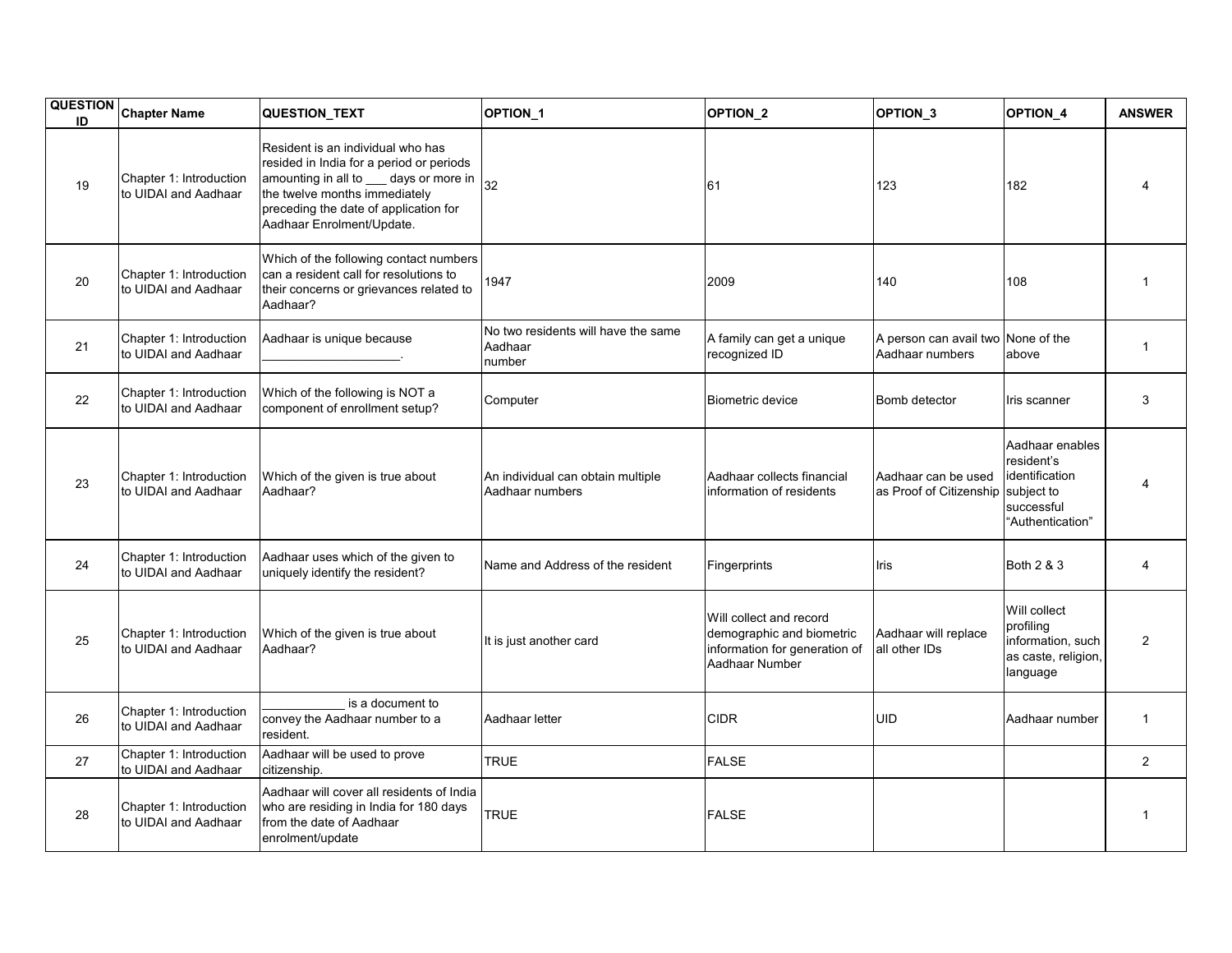| QUESTION ID | Chapter Name | QUESTION_TEXT | OPTION_1 | OPTION_2 | OPTION_3 | OPTION_4 | ANSWER |
|---|---|---|---|---|---|---|---|
| 19 | Chapter 1: Introduction to UIDAI and Aadhaar | Resident is an individual who has resided in India for a period or periods amounting in all to ___ days or more in the twelve months immediately preceding the date of application for Aadhaar Enrolment/Update. | 32 | 61 | 123 | 182 | 4 |
| 20 | Chapter 1: Introduction to UIDAI and Aadhaar | Which of the following contact numbers can a resident call for resolutions to their concerns or grievances related to Aadhaar? | 1947 | 2009 | 140 | 108 | 1 |
| 21 | Chapter 1: Introduction to UIDAI and Aadhaar | Aadhaar is unique because ____________________. | No two residents will have the same Aadhaar number | A family can get a unique recognized ID | A person can avail two Aadhaar numbers | None of the above | 1 |
| 22 | Chapter 1: Introduction to UIDAI and Aadhaar | Which of the following is NOT a component of enrollment setup? | Computer | Biometric device | Bomb detector | Iris scanner | 3 |
| 23 | Chapter 1: Introduction to UIDAI and Aadhaar | Which of the given is true about Aadhaar? | An individual can obtain multiple Aadhaar numbers | Aadhaar collects financial information of residents | Aadhaar can be used as Proof of Citizenship | Aadhaar enables resident's identification subject to successful "Authentication" | 4 |
| 24 | Chapter 1: Introduction to UIDAI and Aadhaar | Aadhaar uses which of the given to uniquely identify the resident? | Name and Address of the resident | Fingerprints | Iris | Both 2 & 3 | 4 |
| 25 | Chapter 1: Introduction to UIDAI and Aadhaar | Which of the given is true about Aadhaar? | It is just another card | Will collect and record demographic and biometric information for generation of Aadhaar Number | Aadhaar will replace all other IDs | Will collect profiling information, such as caste, religion, language | 2 |
| 26 | Chapter 1: Introduction to UIDAI and Aadhaar | ____________ is a document to convey the Aadhaar number to a resident. | Aadhaar letter | CIDR | UID | Aadhaar number | 1 |
| 27 | Chapter 1: Introduction to UIDAI and Aadhaar | Aadhaar will be used to prove citizenship. | TRUE | FALSE | | | 2 |
| 28 | Chapter 1: Introduction to UIDAI and Aadhaar | Aadhaar will cover all residents of India who are residing in India for 180 days from the date of Aadhaar enrolment/update | TRUE | FALSE | | | 1 |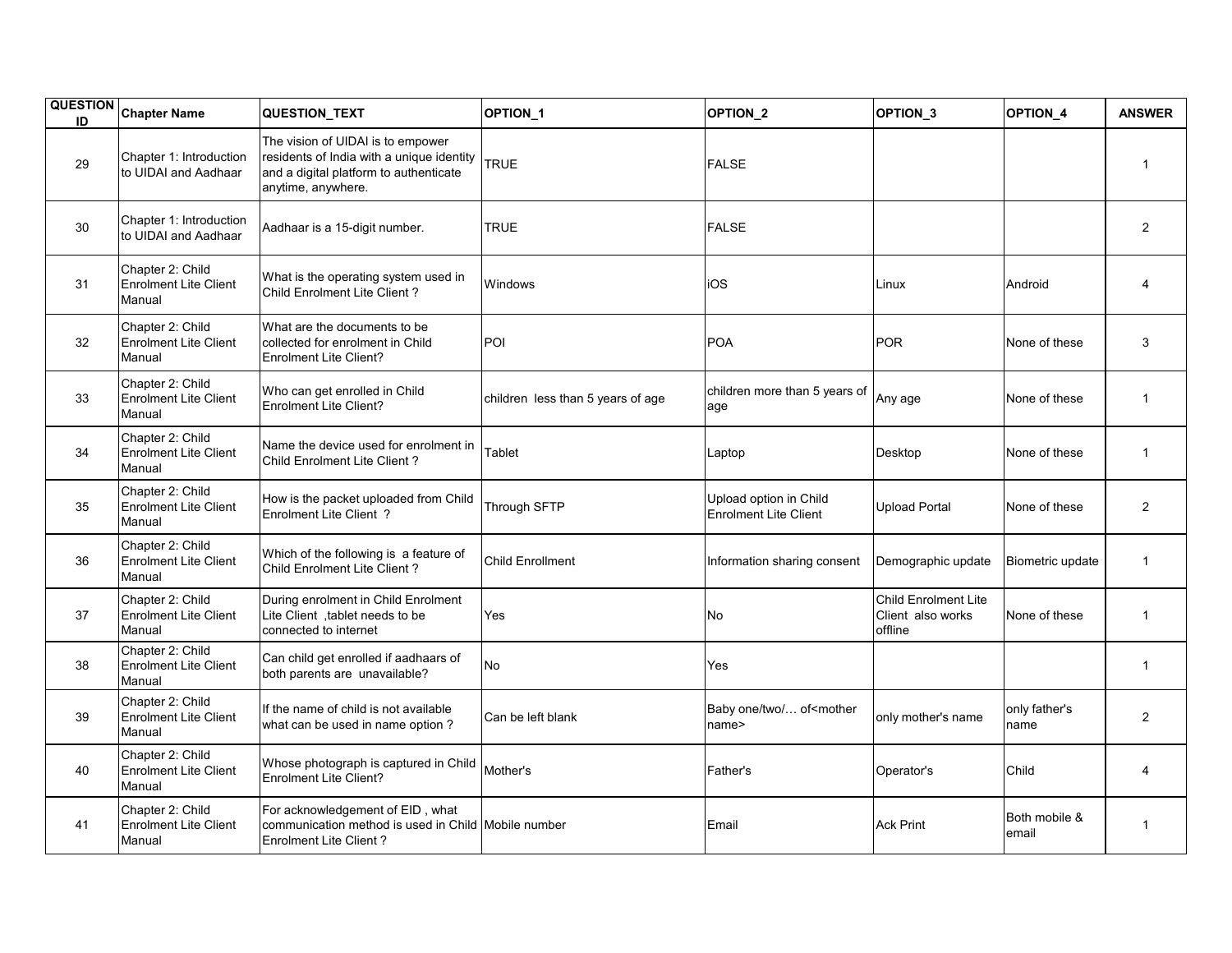| QUESTION ID | Chapter Name | QUESTION_TEXT | OPTION_1 | OPTION_2 | OPTION_3 | OPTION_4 | ANSWER |
|---|---|---|---|---|---|---|---|
| 29 | Chapter 1: Introduction to UIDAI and Aadhaar | The vision of UIDAI is to empower residents of India with a unique identity and a digital platform to authenticate anytime, anywhere. | TRUE | FALSE | | | 1 |
| 30 | Chapter 1: Introduction to UIDAI and Aadhaar | Aadhaar is a 15-digit number. | TRUE | FALSE | | | 2 |
| 31 | Chapter 2: Child Enrolment Lite Client Manual | What is the operating system used in Child Enrolment Lite Client ? | Windows | iOS | Linux | Android | 4 |
| 32 | Chapter 2: Child Enrolment Lite Client Manual | What are the documents to be collected for enrolment in Child Enrolment Lite Client? | POI | POA | POR | None of these | 3 |
| 33 | Chapter 2: Child Enrolment Lite Client Manual | Who can get enrolled in Child Enrolment Lite Client? | children less than 5 years of age | children more than 5 years of age | Any age | None of these | 1 |
| 34 | Chapter 2: Child Enrolment Lite Client Manual | Name the device used for enrolment in Child Enrolment Lite Client ? | Tablet | Laptop | Desktop | None of these | 1 |
| 35 | Chapter 2: Child Enrolment Lite Client Manual | How is the packet uploaded from Child Enrolment Lite Client ? | Through SFTP | Upload option in Child Enrolment Lite Client | Upload Portal | None of these | 2 |
| 36 | Chapter 2: Child Enrolment Lite Client Manual | Which of the following is a feature of Child Enrolment Lite Client ? | Child Enrollment | Information sharing consent | Demographic update | Biometric update | 1 |
| 37 | Chapter 2: Child Enrolment Lite Client Manual | During enrolment in Child Enrolment Lite Client ,tablet needs to be connected to internet | Yes | No | Child Enrolment Lite Client also works offline | None of these | 1 |
| 38 | Chapter 2: Child Enrolment Lite Client Manual | Can child get enrolled if aadhaars of both parents are unavailable? | No | Yes | | | 1 |
| 39 | Chapter 2: Child Enrolment Lite Client Manual | If the name of child is not available what can be used in name option ? | Can be left blank | Baby one/two/… of<mother name> | only mother's name | only father's name | 2 |
| 40 | Chapter 2: Child Enrolment Lite Client Manual | Whose photograph is captured in Child Enrolment Lite Client? | Mother's | Father's | Operator's | Child | 4 |
| 41 | Chapter 2: Child Enrolment Lite Client Manual | For acknowledgement of EID , what communication method is used in Child Enrolment Lite Client ? | Mobile number | Email | Ack Print | Both mobile & email | 1 |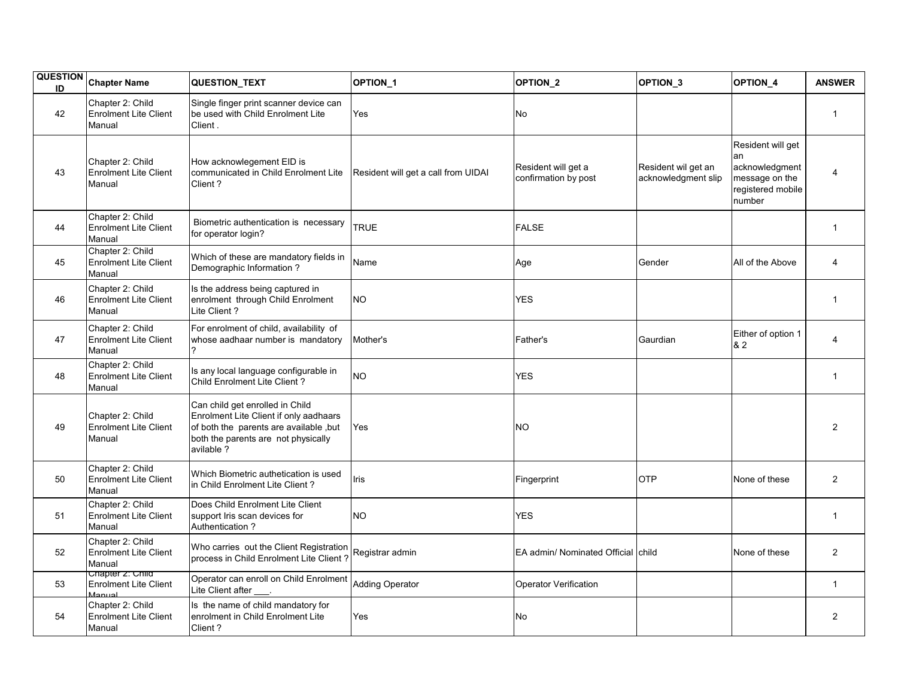| QUESTION ID | Chapter Name | QUESTION_TEXT | OPTION_1 | OPTION_2 | OPTION_3 | OPTION_4 | ANSWER |
|---|---|---|---|---|---|---|---|
| 42 | Chapter 2: Child Enrolment Lite Client Manual | Single finger print scanner device can be used with Child Enrolment Lite Client . | Yes | No | | | 1 |
| 43 | Chapter 2: Child Enrolment Lite Client Manual | How acknowlegement EID is communicated in Child Enrolment Lite Client ? | Resident will get a call from UIDAI | Resident will get a confirmation by post | Resident wil get an acknowledgment slip | Resident will get an acknowledgment message on the registered mobile number | 4 |
| 44 | Chapter 2: Child Enrolment Lite Client Manual | Biometric authentication is necessary for operator login? | TRUE | FALSE | | | 1 |
| 45 | Chapter 2: Child Enrolment Lite Client Manual | Which of these are mandatory fields in Demographic Information ? | Name | Age | Gender | All of the Above | 4 |
| 46 | Chapter 2: Child Enrolment Lite Client Manual | Is the address being captured in enrolment through Child Enrolment Lite Client ? | NO | YES | | | 1 |
| 47 | Chapter 2: Child Enrolment Lite Client Manual | For enrolment of child, availability of whose aadhaar number is mandatory ? | Mother's | Father's | Gaurdian | Either of option 1 & 2 | 4 |
| 48 | Chapter 2: Child Enrolment Lite Client Manual | Is any local language configurable in Child Enrolment Lite Client ? | NO | YES | | | 1 |
| 49 | Chapter 2: Child Enrolment Lite Client Manual | Can child get enrolled in Child Enrolment Lite Client if only aadhaars of both the parents are available ,but both the parents are not physically avilable ? | Yes | NO | | | 2 |
| 50 | Chapter 2: Child Enrolment Lite Client Manual | Which Biometric authetication is used in Child Enrolment Lite Client ? | Iris | Fingerprint | OTP | None of these | 2 |
| 51 | Chapter 2: Child Enrolment Lite Client Manual | Does Child Enrolment Lite Client support Iris scan devices for Authentication ? | NO | YES | | | 1 |
| 52 | Chapter 2: Child Enrolment Lite Client Manual | Who carries out the Client Registration process in Child Enrolment Lite Client ? | Registrar admin | EA admin/ Nominated Official | child | None of these | 2 |
| 53 | Chapter 2: Child Enrolment Lite Client Manual | Operator can enroll on Child Enrolment Lite Client after ___. | Adding Operator | Operator Verification | | | 1 |
| 54 | Chapter 2: Child Enrolment Lite Client Manual | Is the name of child mandatory for enrolment in Child Enrolment Lite Client ? | Yes | No | | | 2 |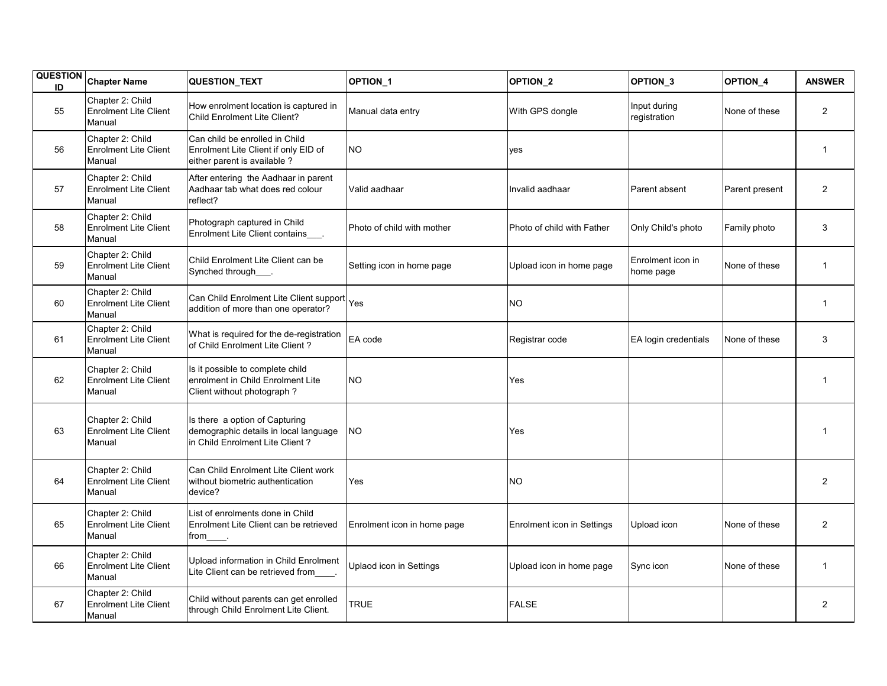| QUESTION ID | Chapter Name | QUESTION_TEXT | OPTION_1 | OPTION_2 | OPTION_3 | OPTION_4 | ANSWER |
|---|---|---|---|---|---|---|---|
| 55 | Chapter 2: Child Enrolment Lite Client Manual | How enrolment location is captured in Child Enrolment Lite Client? | Manual data entry | With GPS dongle | Input during registration | None of these | 2 |
| 56 | Chapter 2: Child Enrolment Lite Client Manual | Can child be enrolled in Child Enrolment Lite Client if only EID of either parent is available ? | NO | yes | | | 1 |
| 57 | Chapter 2: Child Enrolment Lite Client Manual | After entering the Aadhaar in parent Aadhaar tab what does red colour reflect? | Valid aadhaar | Invalid aadhaar | Parent absent | Parent present | 2 |
| 58 | Chapter 2: Child Enrolment Lite Client Manual | Photograph captured in Child Enrolment Lite Client contains___. | Photo of child with mother | Photo of child with Father | Only Child's photo | Family photo | 3 |
| 59 | Chapter 2: Child Enrolment Lite Client Manual | Child Enrolment Lite Client can be Synched through___. | Setting icon in home page | Upload icon in home page | Enrolment icon in home page | None of these | 1 |
| 60 | Chapter 2: Child Enrolment Lite Client Manual | Can Child Enrolment Lite Client support addition of more than one operator? | Yes | NO | | | 1 |
| 61 | Chapter 2: Child Enrolment Lite Client Manual | What is required for the de-registration of Child Enrolment Lite Client ? | EA code | Registrar code | EA login credentials | None of these | 3 |
| 62 | Chapter 2: Child Enrolment Lite Client Manual | Is it possible to complete child enrolment in Child Enrolment Lite Client without photograph ? | NO | Yes | | | 1 |
| 63 | Chapter 2: Child Enrolment Lite Client Manual | Is there a option of Capturing demographic details in local language in Child Enrolment Lite Client ? | NO | Yes | | | 1 |
| 64 | Chapter 2: Child Enrolment Lite Client Manual | Can Child Enrolment Lite Client work without biometric authentication device? | Yes | NO | | | 2 |
| 65 | Chapter 2: Child Enrolment Lite Client Manual | List of enrolments done in Child Enrolment Lite Client can be retrieved from____. | Enrolment icon in home page | Enrolment icon in Settings | Upload icon | None of these | 2 |
| 66 | Chapter 2: Child Enrolment Lite Client Manual | Upload information in Child Enrolment Lite Client can be retrieved from____. | Uplaod icon in Settings | Upload icon in home page | Sync icon | None of these | 1 |
| 67 | Chapter 2: Child Enrolment Lite Client Manual | Child without parents can get enrolled through Child Enrolment Lite Client. | TRUE | FALSE | | | 2 |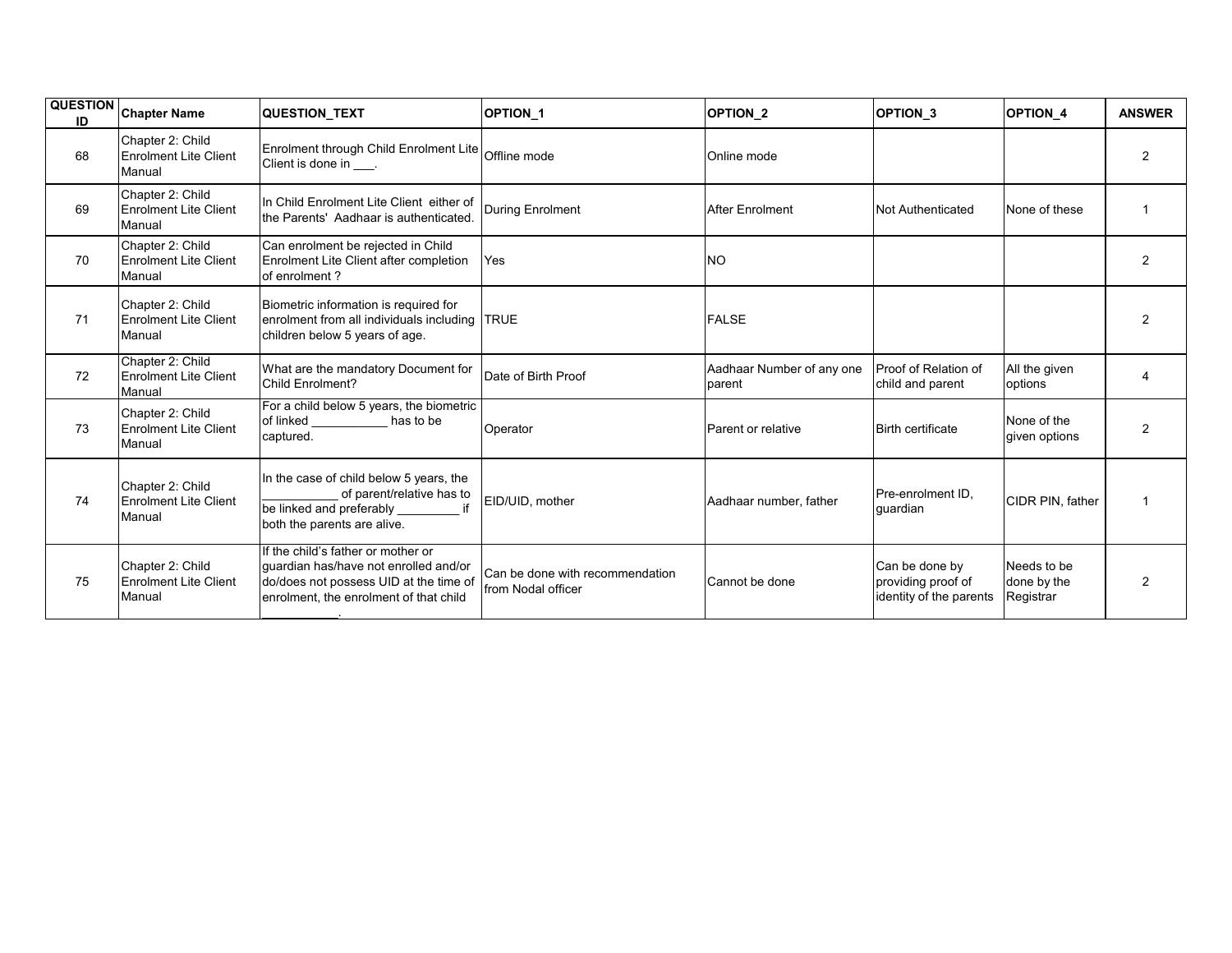| QUESTION ID | Chapter Name | QUESTION_TEXT | OPTION_1 | OPTION_2 | OPTION_3 | OPTION_4 | ANSWER |
|---|---|---|---|---|---|---|---|
| 68 | Chapter 2: Child Enrolment Lite Client Manual | Enrolment through Child Enrolment Lite Client is done in ___. | Offline mode | Online mode | | | 2 |
| 69 | Chapter 2: Child Enrolment Lite Client Manual | In Child Enrolment Lite Client either of the Parents' Aadhaar is authenticated. | During Enrolment | After Enrolment | Not Authenticated | None of these | 1 |
| 70 | Chapter 2: Child Enrolment Lite Client Manual | Can enrolment be rejected in Child Enrolment Lite Client after completion of enrolment ? | Yes | NO | | | 2 |
| 71 | Chapter 2: Child Enrolment Lite Client Manual | Biometric information is required for enrolment from all individuals including children below 5 years of age. | TRUE | FALSE | | | 2 |
| 72 | Chapter 2: Child Enrolment Lite Client Manual | What are the mandatory Document for Child Enrolment? | Date of Birth Proof | Aadhaar Number of any one parent | Proof of Relation of child and parent | All the given options | 4 |
| 73 | Chapter 2: Child Enrolment Lite Client Manual | For a child below 5 years, the biometric of linked ___________ has to be captured. | Operator | Parent or relative | Birth certificate | None of the given options | 2 |
| 74 | Chapter 2: Child Enrolment Lite Client Manual | In the case of child below 5 years, the ___________ of parent/relative has to be linked and preferably _________ if both the parents are alive. | EID/UID, mother | Aadhaar number, father | Pre-enrolment ID, guardian | CIDR PIN, father | 1 |
| 75 | Chapter 2: Child Enrolment Lite Client Manual | If the child's father or mother or guardian has/have not enrolled and/or do/does not possess UID at the time of enrolment, the enrolment of that child ___________. | Can be done with recommendation from Nodal officer | Cannot be done | Can be done by providing proof of identity of the parents | Needs to be done by the Registrar | 2 |